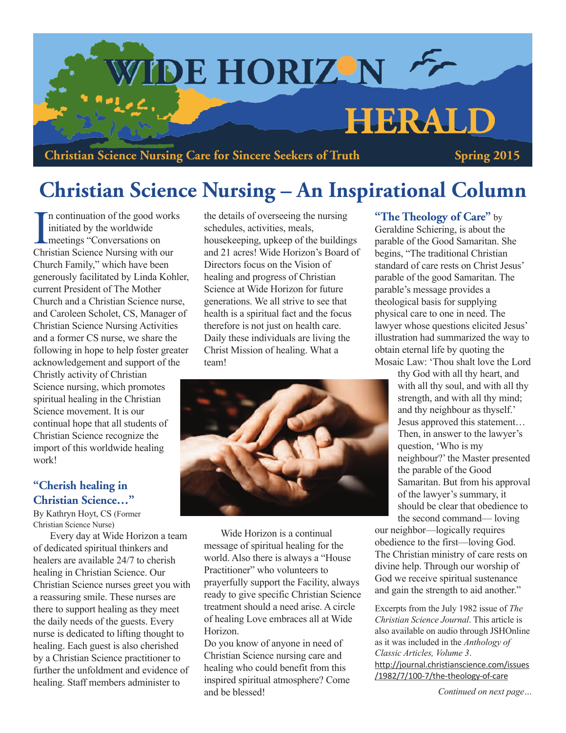# WIDE HORIZON HERALD

**Christian Science Nursing Care for Sincere Seekers of Truth** — **Spring 2015**

## Christian Science Nursing – An Inspirational Column

In continuation of the good works initiated by the worldwide meetings "Conversations on Christian Science Nursing with our Church Family," which have been generously facilitated by Linda Kohler, current President of The Mother Church and a Christian Science nurse, and Caroleen Scholet, CS, Manager of Christian Science Nursing Activities and a former CS nurse, we share the following in hope to help foster greater acknowledgement and support of the Christly activity of Christian Science nursing, which promotes spiritual healing in the Christian Science movement. It is our continual hope that all students of Christian Science recognize the import of this worldwide healing work!

### "Cherish healing in Christian Science…"

By Kathryn Hoyt, CS (Former Christian Science Nurse)

Every day at Wide Horizon a team of dedicated spiritual thinkers and healers are available 24/7 to cherish healing in Christian Science. Our Christian Science nurses greet you with a reassuring smile. These nurses are there to support healing as they meet the daily needs of the guests. Every nurse is dedicated to lifting thought to healing. Each guest is also cherished by a Christian Science practitioner to further the unfoldment and evidence of healing. Staff members administer to the details of overseeing the nursing schedules, activities, meals, housekeeping, upkeep of the buildings and 21 acres! Wide Horizon's Board of Directors focus on the Vision of healing and progress of Christian Science at Wide Horizon for future generations. We all strive to see that health is a spiritual fact and the focus therefore is not just on health care. Daily these individuals are living the Christ Mission of healing. What a team!

Wide Horizon is a continual message of spiritual healing for the world. Also there is always a "House Practitioner" who volunteers to prayerfully support the Facility, always ready to give specific Christian Science treatment should a need arise. A circle of healing Love embraces all at Wide Horizon.

Do you know of anyone in need of Christian Science nursing care and healing who could benefit from this inspired spiritual atmosphere? Come and be blessed!

### "The Theology of Care" by Geraldine Schiering,

is about the parable of the Good Samaritan. She begins, "The traditional Christian standard of care rests on Christ Jesus' parable of the good Samaritan. The parable's message provides a theological basis for supplying physical care to one in need. The lawyer whose questions elicited Jesus' illustration had summarized the way to obtain eternal life by quoting the Mosaic Law: 'Thou shalt love the Lord thy God with all thy heart, and with all thy soul, and with all thy strength, and with all thy mind; and thy neighbour as thyself.' Jesus approved this statement… Then, in answer to the lawyer's question, 'Who is my neighbour?' the Master presented the parable of the Good Samaritan. But from his approval of the lawyer's summary, it should be clear that obedience to the second command— loving our neighbor—logically requires obedience to the first—loving God. The Christian ministry of care rests on divine help. Through our worship of God we receive spiritual sustenance and gain the strength to aid another."

Excerpts from the July 1982 issue of *The Christian Science Journal*. This article is also available on audio through JSHOnline as it was included in the *Anthology of Classic Articles, Volume 3*.
http://journal.christianscience.com/issues/1982/7/100-7/the-theology-of-care

*Continued on next page…*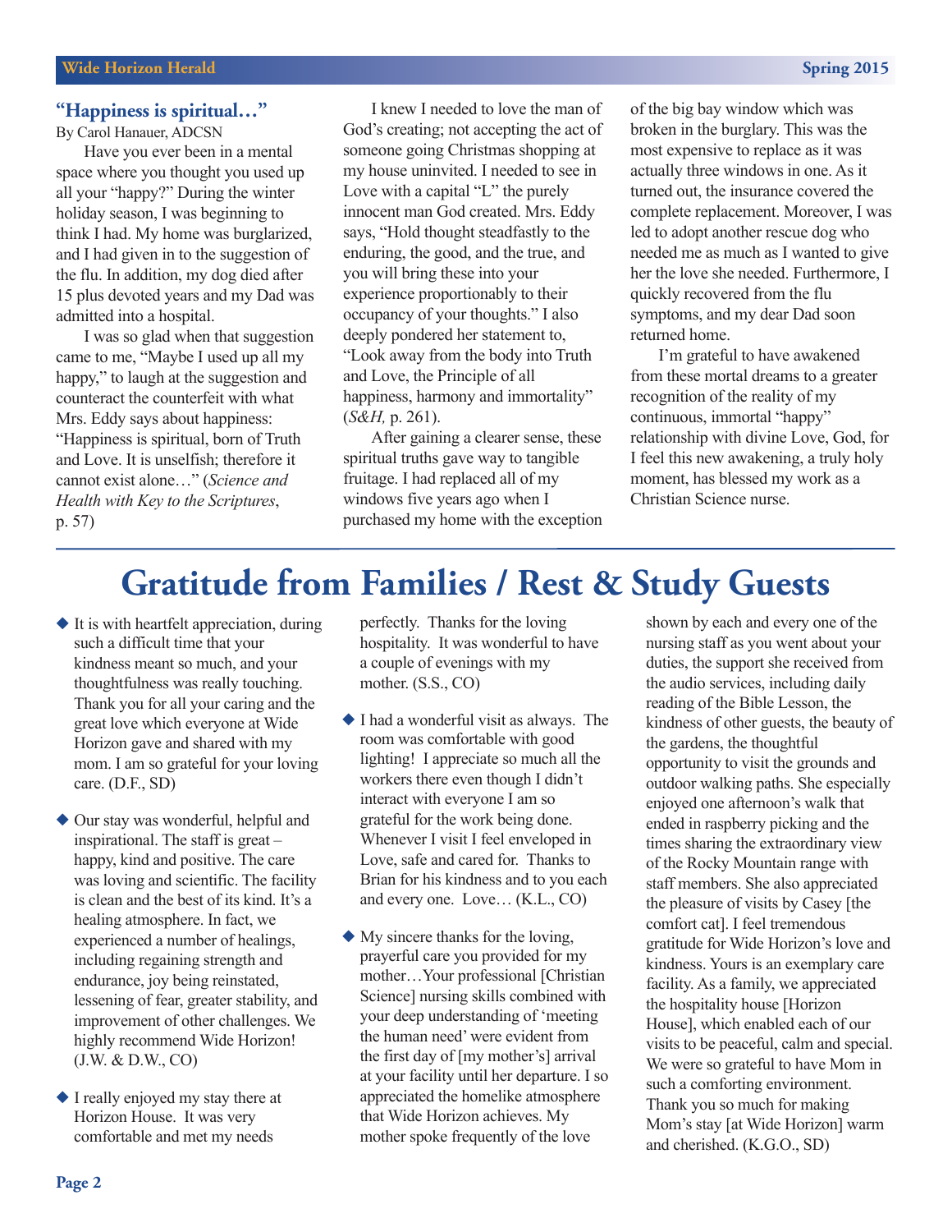## "Happiness is spiritual…"

By Carol Hanauer, ADCSN

Have you ever been in a mental space where you thought you used up all your "happy?" During the winter holiday season, I was beginning to think I had. My home was burglarized, and I had given in to the suggestion of the flu. In addition, my dog died after 15 plus devoted years and my Dad was admitted into a hospital.

I was so glad when that suggestion came to me, "Maybe I used up all my happy," to laugh at the suggestion and counteract the counterfeit with what Mrs. Eddy says about happiness: "Happiness is spiritual, born of Truth and Love. It is unselfish; therefore it cannot exist alone…" (*Science and Health with Key to the Scriptures*, p. 57)

I knew I needed to love the man of God's creating; not accepting the act of someone going Christmas shopping at my house uninvited. I needed to see in Love with a capital "L" the purely innocent man God created. Mrs. Eddy says, "Hold thought steadfastly to the enduring, the good, and the true, and you will bring these into your experience proportionably to their occupancy of your thoughts." I also deeply pondered her statement to, "Look away from the body into Truth and Love, the Principle of all happiness, harmony and immortality" (*S&H,* p. 261).

After gaining a clearer sense, these spiritual truths gave way to tangible fruitage. I had replaced all of my windows five years ago when I purchased my home with the exception of the big bay window which was broken in the burglary. This was the most expensive to replace as it was actually three windows in one. As it turned out, the insurance covered the complete replacement. Moreover, I was led to adopt another rescue dog who needed me as much as I wanted to give her the love she needed. Furthermore, I quickly recovered from the flu symptoms, and my dear Dad soon returned home.

I'm grateful to have awakened from these mortal dreams to a greater recognition of the reality of my continuous, immortal "happy" relationship with divine Love, God, for I feel this new awakening, a truly holy moment, has blessed my work as a Christian Science nurse.

# Gratitude from Families / Rest & Study Guests

- It is with heartfelt appreciation, during such a difficult time that your kindness meant so much, and your thoughtfulness was really touching. Thank you for all your caring and the great love which everyone at Wide Horizon gave and shared with my mom. I am so grateful for your loving care. (D.F., SD)

- Our stay was wonderful, helpful and inspirational. The staff is great – happy, kind and positive. The care was loving and scientific. The facility is clean and the best of its kind. It's a healing atmosphere. In fact, we experienced a number of healings, including regaining strength and endurance, joy being reinstated, lessening of fear, greater stability, and improvement of other challenges. We highly recommend Wide Horizon! (J.W. & D.W., CO)

- I really enjoyed my stay there at Horizon House. It was very comfortable and met my needs perfectly. Thanks for the loving hospitality. It was wonderful to have a couple of evenings with my mother. (S.S., CO)

- I had a wonderful visit as always. The room was comfortable with good lighting! I appreciate so much all the workers there even though I didn't interact with everyone I am so grateful for the work being done. Whenever I visit I feel enveloped in Love, safe and cared for. Thanks to Brian for his kindness and to you each and every one. Love… (K.L., CO)

- My sincere thanks for the loving, prayerful care you provided for my mother…Your professional [Christian Science] nursing skills combined with your deep understanding of 'meeting the human need' were evident from the first day of [my mother's] arrival at your facility until her departure. I so appreciated the homelike atmosphere that Wide Horizon achieves. My mother spoke frequently of the love shown by each and every one of the nursing staff as you went about your duties, the support she received from the audio services, including daily reading of the Bible Lesson, the kindness of other guests, the beauty of the gardens, the thoughtful opportunity to visit the grounds and outdoor walking paths. She especially enjoyed one afternoon's walk that ended in raspberry picking and the times sharing the extraordinary view of the Rocky Mountain range with staff members. She also appreciated the pleasure of visits by Casey [the comfort cat]. I feel tremendous gratitude for Wide Horizon's love and kindness. Yours is an exemplary care facility. As a family, we appreciated the hospitality house [Horizon House], which enabled each of our visits to be peaceful, calm and special. We were so grateful to have Mom in such a comforting environment. Thank you so much for making Mom's stay [at Wide Horizon] warm and cherished. (K.G.O., SD)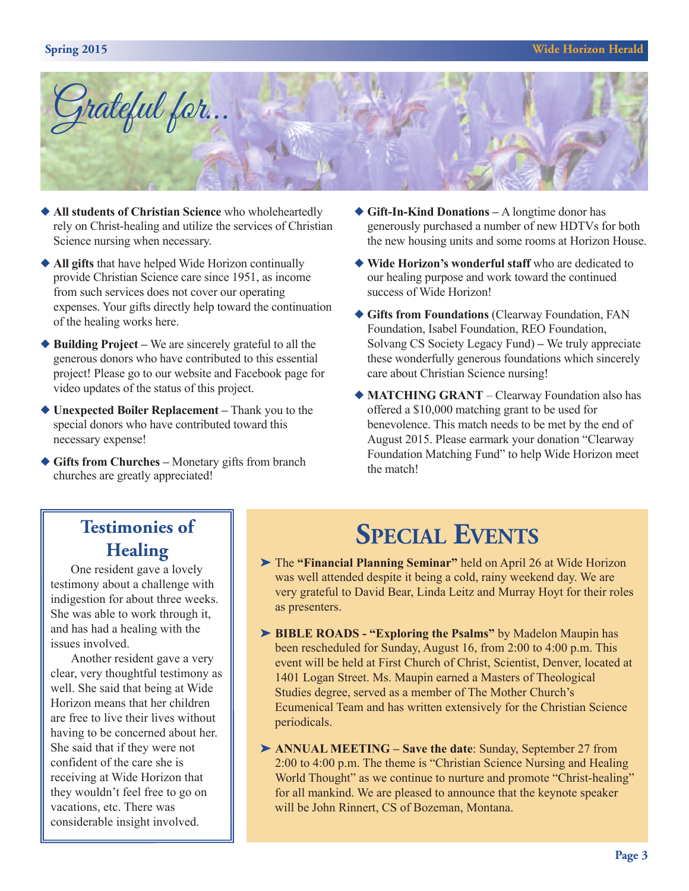# Grateful for...

- **All students of Christian Science** who wholeheartedly rely on Christ-healing and utilize the services of Christian Science nursing when necessary.
- **All gifts** that have helped Wide Horizon continually provide Christian Science care since 1951, as income from such services does not cover our operating expenses. Your gifts directly help toward the continuation of the healing works here.
- **Building Project –** We are sincerely grateful to all the generous donors who have contributed to this essential project! Please go to our website and Facebook page for video updates of the status of this project.
- **Unexpected Boiler Replacement –** Thank you to the special donors who have contributed toward this necessary expense!
- **Gifts from Churches –** Monetary gifts from branch churches are greatly appreciated!
- **Gift-In-Kind Donations –** A longtime donor has generously purchased a number of new HDTVs for both the new housing units and some rooms at Horizon House.
- **Wide Horizon's wonderful staff** who are dedicated to our healing purpose and work toward the continued success of Wide Horizon!
- **Gifts from Foundations** (Clearway Foundation, FAN Foundation, Isabel Foundation, REO Foundation, Solvang CS Society Legacy Fund) **–** We truly appreciate these wonderfully generous foundations which sincerely care about Christian Science nursing!
- **MATCHING GRANT** – Clearway Foundation also has offered a $10,000 matching grant to be used for benevolence. This match needs to be met by the end of August 2015. Please earmark your donation "Clearway Foundation Matching Fund" to help Wide Horizon meet the match!

## Testimonies of Healing

One resident gave a lovely testimony about a challenge with indigestion for about three weeks. She was able to work through it, and has had a healing with the issues involved.

Another resident gave a very clear, very thoughtful testimony as well. She said that being at Wide Horizon means that her children are free to live their lives without having to be concerned about her. She said that if they were not confident of the care she is receiving at Wide Horizon that they wouldn't feel free to go on vacations, etc. There was considerable insight involved.

## Special Events

- The **"Financial Planning Seminar"** held on April 26 at Wide Horizon was well attended despite it being a cold, rainy weekend day. We are very grateful to David Bear, Linda Leitz and Murray Hoyt for their roles as presenters.
- **BIBLE ROADS - "Exploring the Psalms"** by Madelon Maupin has been rescheduled for Sunday, August 16, from 2:00 to 4:00 p.m. This event will be held at First Church of Christ, Scientist, Denver, located at 1401 Logan Street. Ms. Maupin earned a Masters of Theological Studies degree, served as a member of The Mother Church's Ecumenical Team and has written extensively for the Christian Science periodicals.
- **ANNUAL MEETING – Save the date**: Sunday, September 27 from 2:00 to 4:00 p.m. The theme is "Christian Science Nursing and Healing World Thought" as we continue to nurture and promote "Christ-healing" for all mankind. We are pleased to announce that the keynote speaker will be John Rinnert, CS of Bozeman, Montana.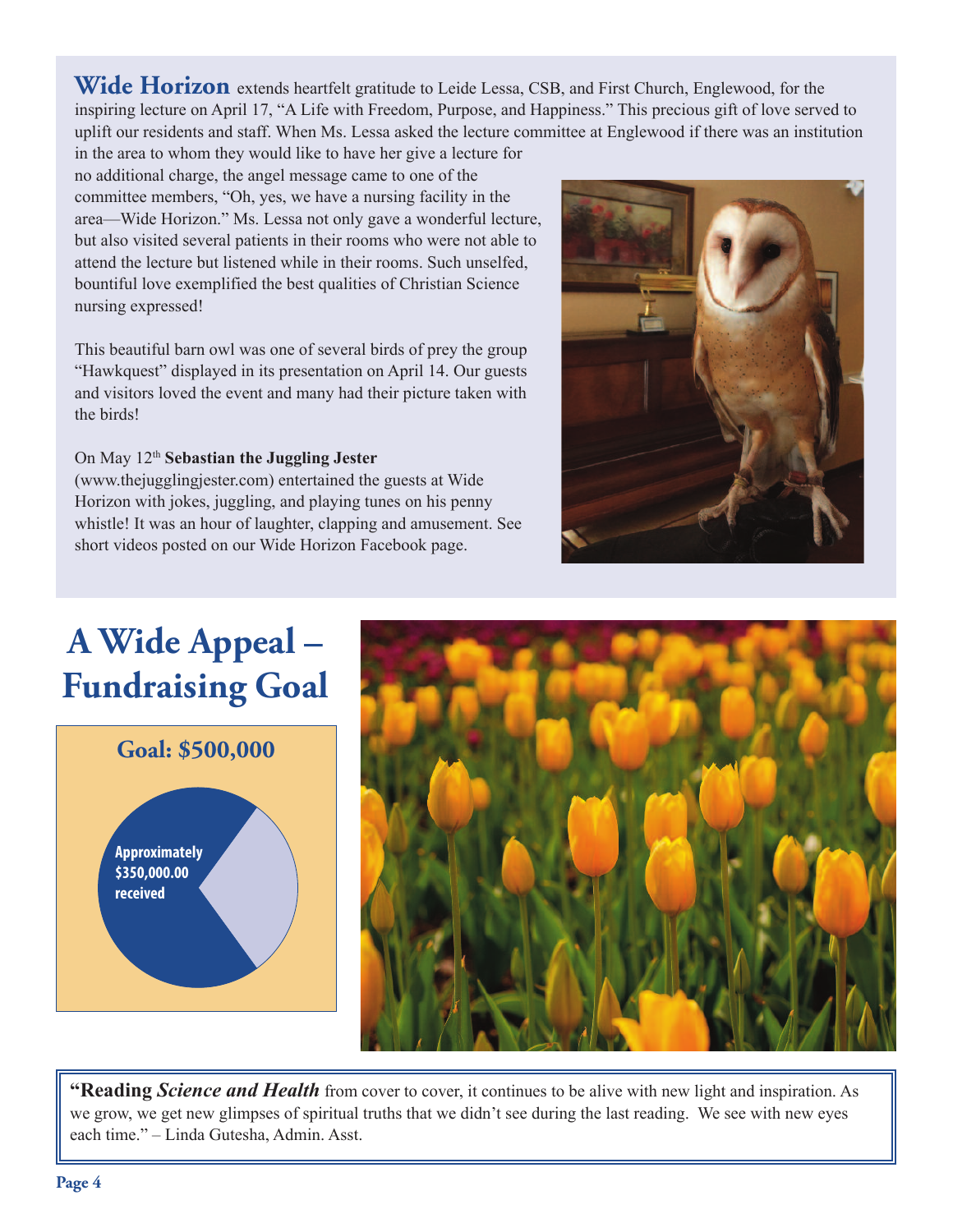**Wide Horizon** extends heartfelt gratitude to Leide Lessa, CSB, and First Church, Englewood, for the inspiring lecture on April 17, "A Life with Freedom, Purpose, and Happiness." This precious gift of love served to uplift our residents and staff. When Ms. Lessa asked the lecture committee at Englewood if there was an institution in the area to whom they would like to have her give a lecture for no additional charge, the angel message came to one of the committee members, "Oh, yes, we have a nursing facility in the area—Wide Horizon." Ms. Lessa not only gave a wonderful lecture, but also visited several patients in their rooms who were not able to attend the lecture but listened while in their rooms. Such unselfed, bountiful love exemplified the best qualities of Christian Science nursing expressed!

This beautiful barn owl was one of several birds of prey the group "Hawkquest" displayed in its presentation on April 14. Our guests and visitors loved the event and many had their picture taken with the birds!

On May 12th **Sebastian the Juggling Jester** (www.thejugglingjester.com) entertained the guests at Wide Horizon with jokes, juggling, and playing tunes on his penny whistle! It was an hour of laughter, clapping and amusement. See short videos posted on our Wide Horizon Facebook page.

# A Wide Appeal – Fundraising Goal

**Goal: $500,000**

**Approximately $350,000.00 received**

**"Reading *Science and Health*** from cover to cover, it continues to be alive with new light and inspiration. As we grow, we get new glimpses of spiritual truths that we didn't see during the last reading. We see with new eyes each time." – Linda Gutesha, Admin. Asst.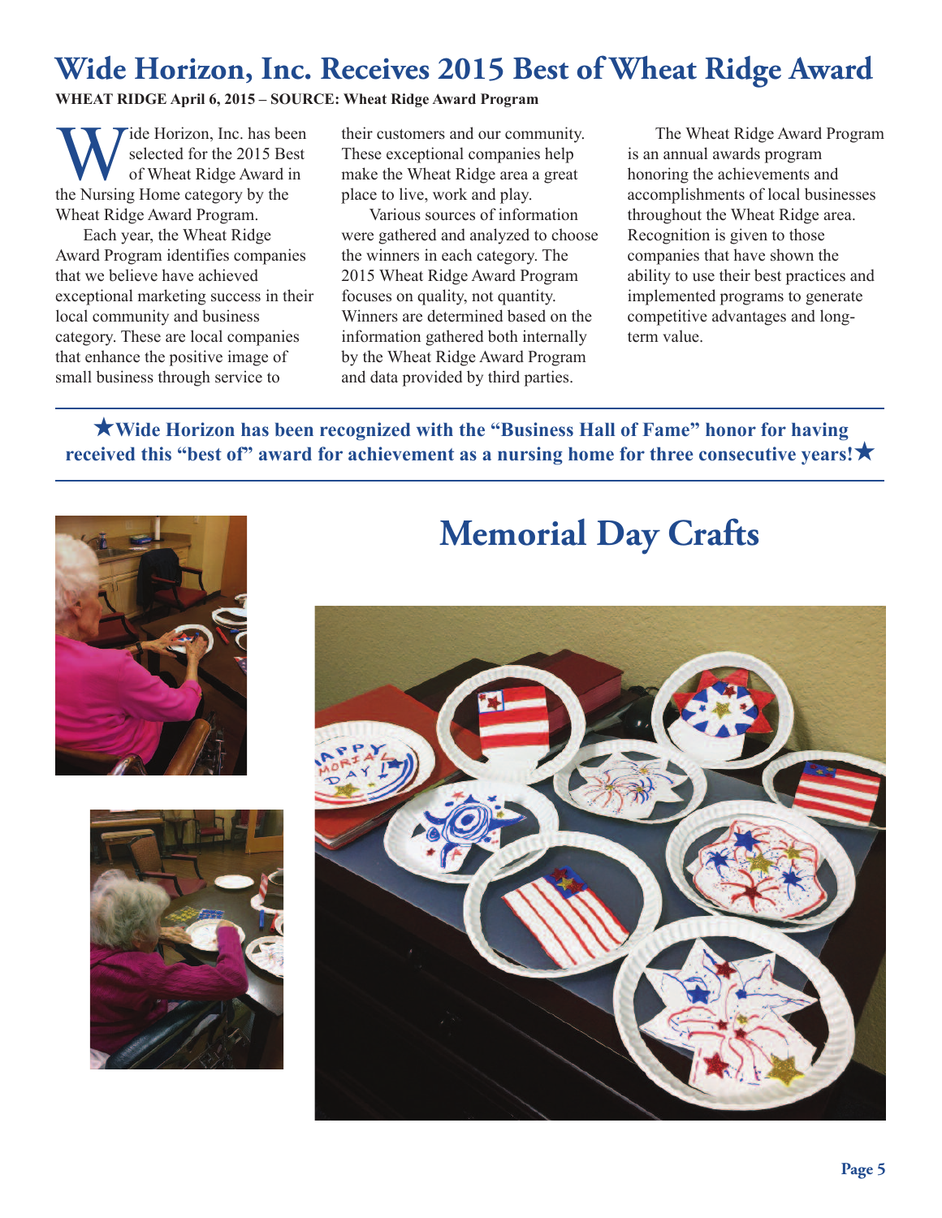# Wide Horizon, Inc. Receives 2015 Best of Wheat Ridge Award

**WHEAT RIDGE April 6, 2015 – SOURCE: Wheat Ridge Award Program**

Wide Horizon, Inc. has been selected for the 2015 Best of Wheat Ridge Award in the Nursing Home category by the Wheat Ridge Award Program.

Each year, the Wheat Ridge Award Program identifies companies that we believe have achieved exceptional marketing success in their local community and business category. These are local companies that enhance the positive image of small business through service to their customers and our community. These exceptional companies help make the Wheat Ridge area a great place to live, work and play.

Various sources of information were gathered and analyzed to choose the winners in each category. The 2015 Wheat Ridge Award Program focuses on quality, not quantity. Winners are determined based on the information gathered both internally by the Wheat Ridge Award Program and data provided by third parties.

The Wheat Ridge Award Program is an annual awards program honoring the achievements and accomplishments of local businesses throughout the Wheat Ridge area. Recognition is given to those companies that have shown the ability to use their best practices and implemented programs to generate competitive advantages and long-term value.

**★Wide Horizon has been recognized with the "Business Hall of Fame" honor for having received this "best of" award for achievement as a nursing home for three consecutive years!★**

# Memorial Day Crafts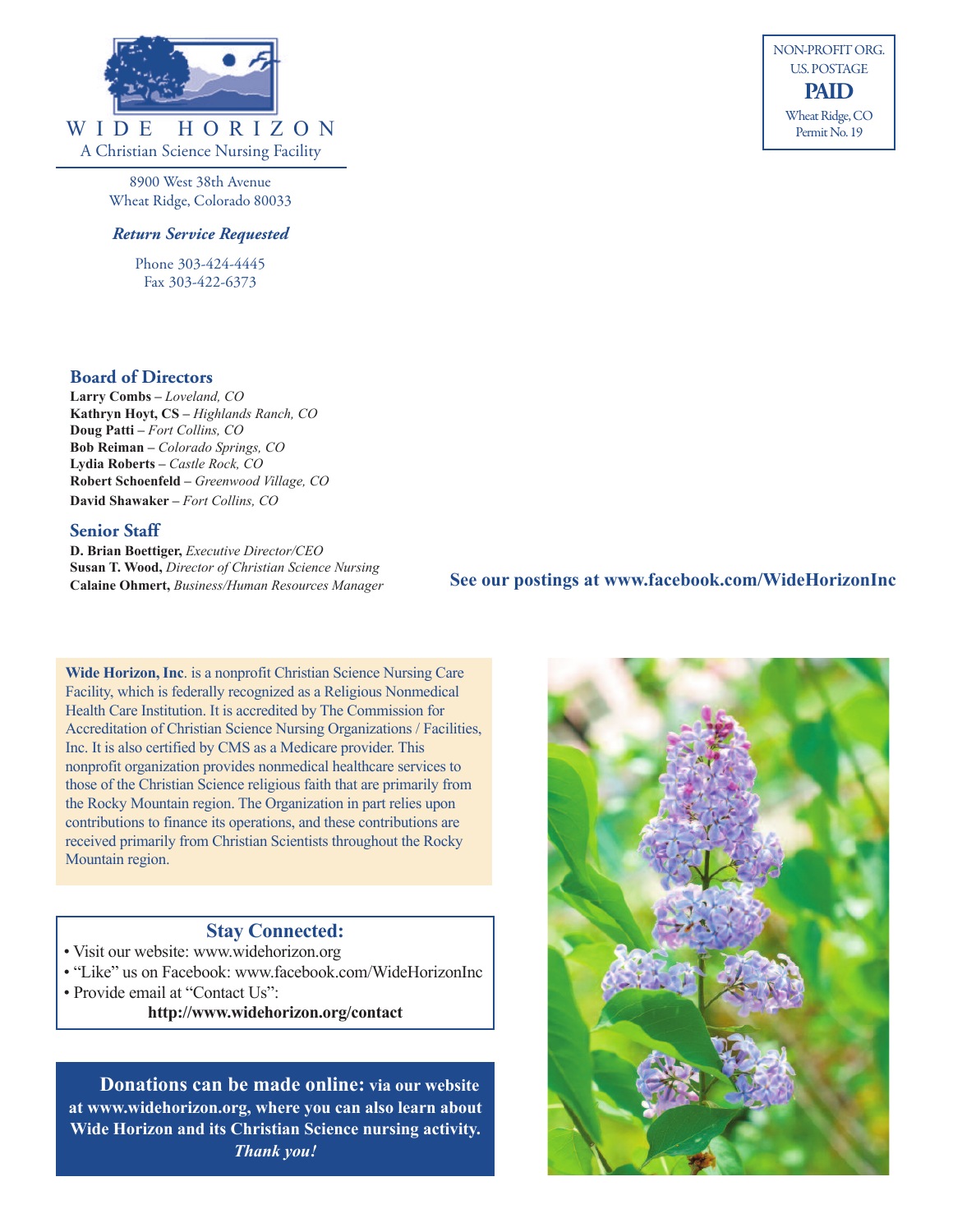WIDE HORIZON

A Christian Science Nursing Facility

8900 West 38th Avenue
Wheat Ridge, Colorado 80033

***Return Service Requested***

Phone 303-424-4445
Fax 303-422-6373

NON-PROFIT ORG.
U.S. POSTAGE
**PAID**
Wheat Ridge, CO
Permit No. 19

## Board of Directors

**Larry Combs** – *Loveland, CO*
**Kathryn Hoyt, CS** – *Highlands Ranch, CO*
**Doug Patti** – *Fort Collins, CO*
**Bob Reiman** – *Colorado Springs, CO*
**Lydia Roberts** – *Castle Rock, CO*
**Robert Schoenfeld** – *Greenwood Village, CO*
**David Shawaker** – *Fort Collins, CO*

## Senior Staff

**D. Brian Boettiger,** *Executive Director/CEO*
**Susan T. Wood,** *Director of Christian Science Nursing*
**Calaine Ohmert,** *Business/Human Resources Manager*

**See our postings at www.facebook.com/WideHorizonInc**

**Wide Horizon, Inc**. is a nonprofit Christian Science Nursing Care Facility, which is federally recognized as a Religious Nonmedical Health Care Institution. It is accredited by The Commission for Accreditation of Christian Science Nursing Organizations / Facilities, Inc. It is also certified by CMS as a Medicare provider. This nonprofit organization provides nonmedical healthcare services to those of the Christian Science religious faith that are primarily from the Rocky Mountain region. The Organization in part relies upon contributions to finance its operations, and these contributions are received primarily from Christian Scientists throughout the Rocky Mountain region.

## Stay Connected:

- Visit our website: www.widehorizon.org
- "Like" us on Facebook: www.facebook.com/WideHorizonInc
- Provide email at "Contact Us":
  **http://www.widehorizon.org/contact**

**Donations can be made online: via our website at www.widehorizon.org, where you can also learn about Wide Horizon and its Christian Science nursing activity.** ***Thank you!***